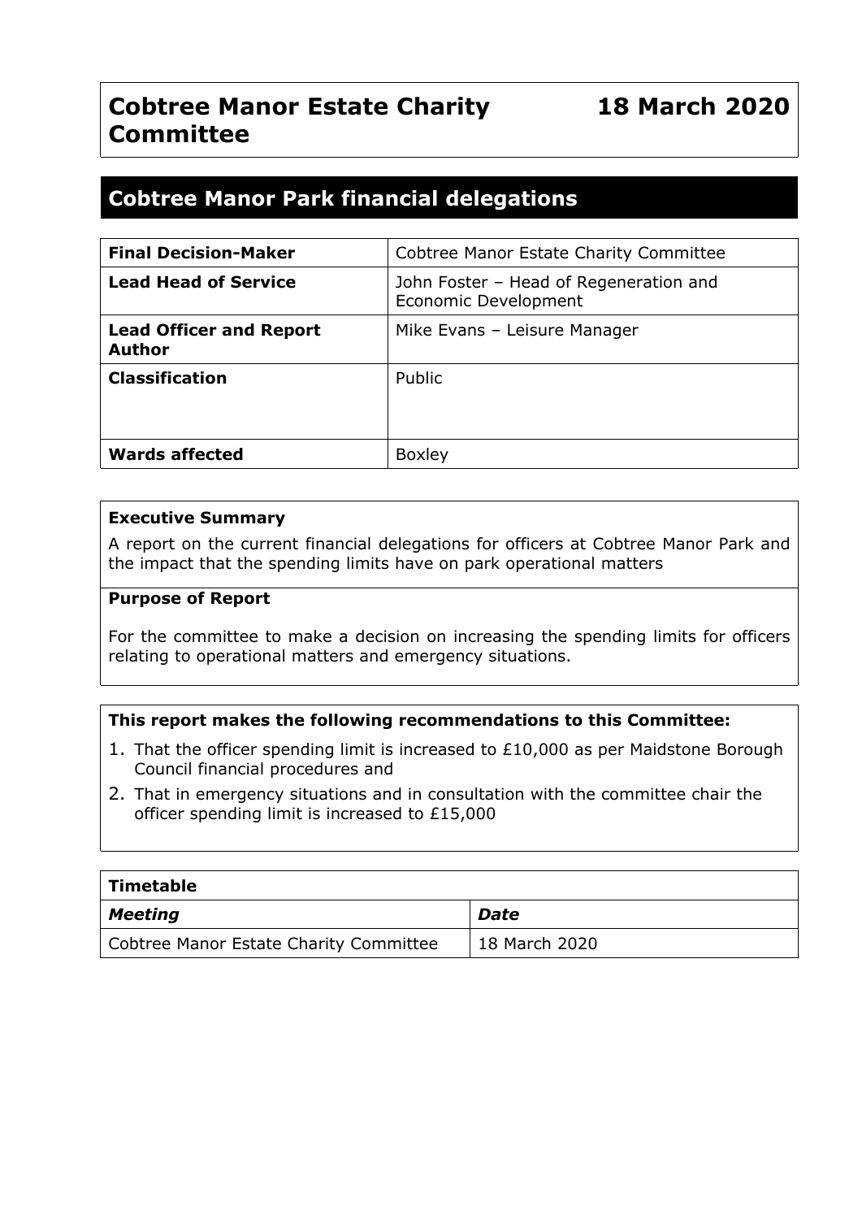# Cobtree Manor Estate Charity Committee

**18 March 2020**

## Cobtree Manor Park financial delegations

| **Final Decision-Maker** | Cobtree Manor Estate Charity Committee |
| --- | --- |
| **Lead Head of Service** | John Foster – Head of Regeneration and Economic Development |
| **Lead Officer and Report Author** | Mike Evans – Leisure Manager |
| **Classification** | Public |
| **Wards affected** | Boxley |

**Executive Summary**

A report on the current financial delegations for officers at Cobtree Manor Park and the impact that the spending limits have on park operational matters

**Purpose of Report**

For the committee to make a decision on increasing the spending limits for officers relating to operational matters and emergency situations.

**This report makes the following recommendations to this Committee:**

1. That the officer spending limit is increased to £10,000 as per Maidstone Borough Council financial procedures and
2. That in emergency situations and in consultation with the committee chair the officer spending limit is increased to £15,000

| **Timetable** | |
| --- | --- |
| ***Meeting*** | ***Date*** |
| Cobtree Manor Estate Charity Committee | 18 March 2020 |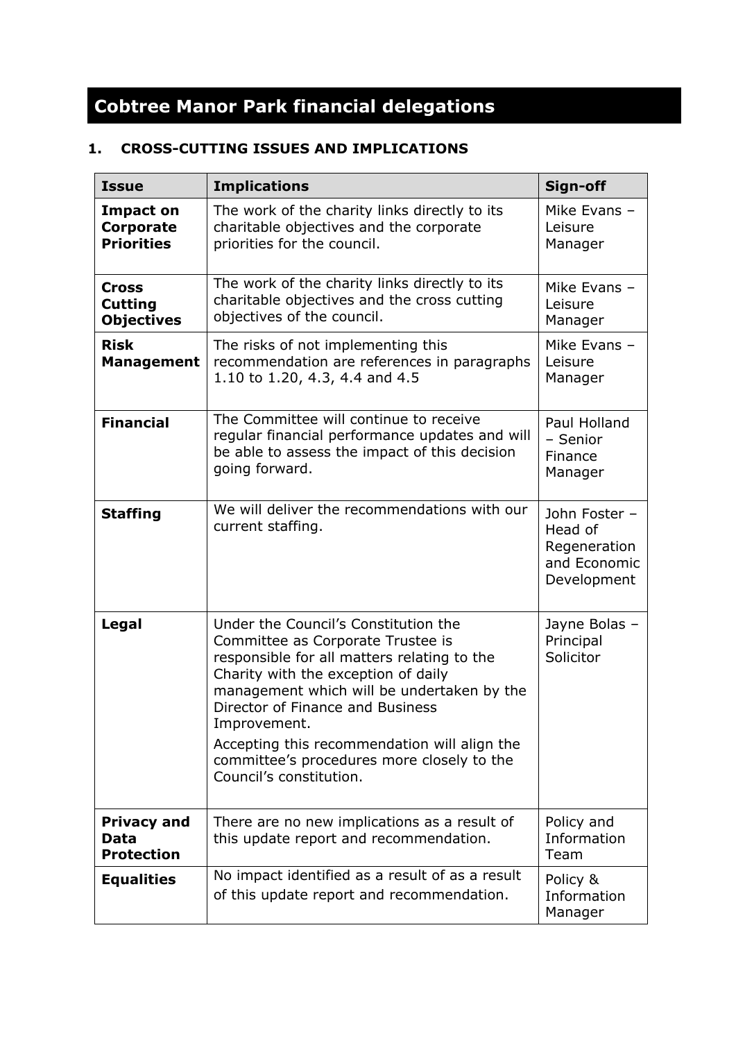# Cobtree Manor Park financial delegations

## 1. CROSS-CUTTING ISSUES AND IMPLICATIONS

| Issue | Implications | Sign-off |
|---|---|---|
| **Impact on Corporate Priorities** | The work of the charity links directly to its charitable objectives and the corporate priorities for the council. | Mike Evans – Leisure Manager |
| **Cross Cutting Objectives** | The work of the charity links directly to its charitable objectives and the cross cutting objectives of the council. | Mike Evans – Leisure Manager |
| **Risk Management** | The risks of not implementing this recommendation are references in paragraphs 1.10 to 1.20, 4.3, 4.4 and 4.5 | Mike Evans – Leisure Manager |
| **Financial** | The Committee will continue to receive regular financial performance updates and will be able to assess the impact of this decision going forward. | Paul Holland – Senior Finance Manager |
| **Staffing** | We will deliver the recommendations with our current staffing. | John Foster – Head of Regeneration and Economic Development |
| **Legal** | Under the Council's Constitution the Committee as Corporate Trustee is responsible for all matters relating to the Charity with the exception of daily management which will be undertaken by the Director of Finance and Business Improvement.<br>Accepting this recommendation will align the committee's procedures more closely to the Council's constitution. | Jayne Bolas – Principal Solicitor |
| **Privacy and Data Protection** | There are no new implications as a result of this update report and recommendation. | Policy and Information Team |
| **Equalities** | No impact identified as a result of as a result of this update report and recommendation. | Policy & Information Manager |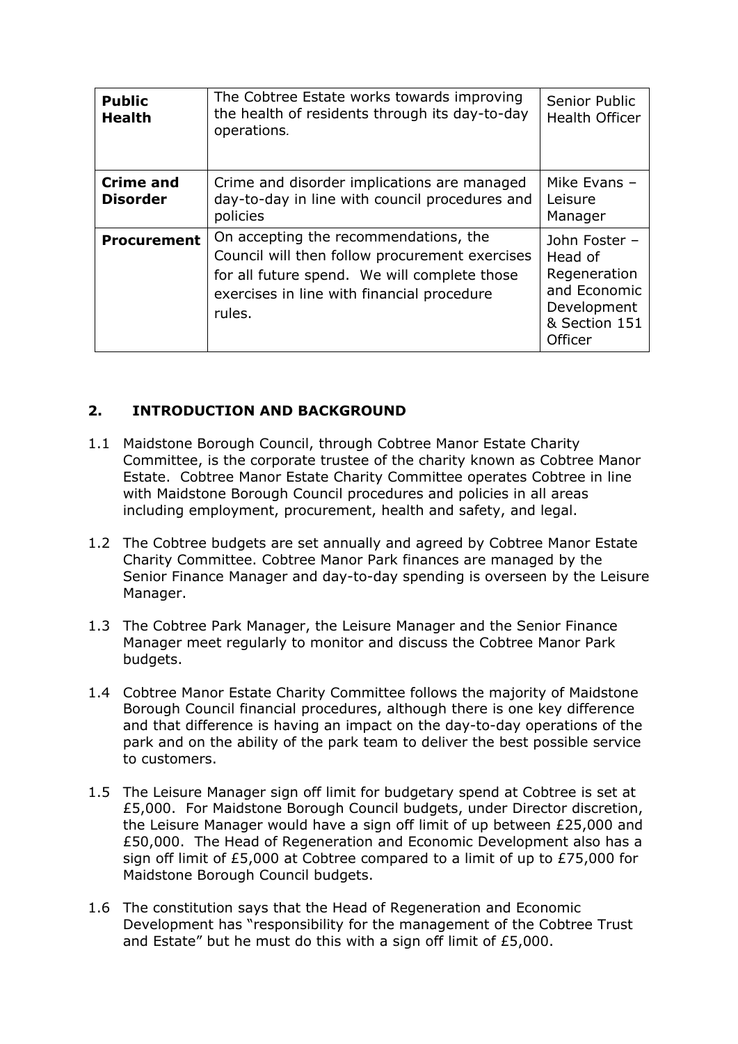| | | |
|---|---|---|
| **Public Health** | The Cobtree Estate works towards improving the health of residents through its day-to-day operations. | Senior Public Health Officer |
| **Crime and Disorder** | Crime and disorder implications are managed day-to-day in line with council procedures and policies | Mike Evans – Leisure Manager |
| **Procurement** | On accepting the recommendations, the Council will then follow procurement exercises for all future spend. We will complete those exercises in line with financial procedure rules. | John Foster – Head of Regeneration and Economic Development & Section 151 Officer |

## 2. INTRODUCTION AND BACKGROUND

1.1 Maidstone Borough Council, through Cobtree Manor Estate Charity Committee, is the corporate trustee of the charity known as Cobtree Manor Estate. Cobtree Manor Estate Charity Committee operates Cobtree in line with Maidstone Borough Council procedures and policies in all areas including employment, procurement, health and safety, and legal.

1.2 The Cobtree budgets are set annually and agreed by Cobtree Manor Estate Charity Committee. Cobtree Manor Park finances are managed by the Senior Finance Manager and day-to-day spending is overseen by the Leisure Manager.

1.3 The Cobtree Park Manager, the Leisure Manager and the Senior Finance Manager meet regularly to monitor and discuss the Cobtree Manor Park budgets.

1.4 Cobtree Manor Estate Charity Committee follows the majority of Maidstone Borough Council financial procedures, although there is one key difference and that difference is having an impact on the day-to-day operations of the park and on the ability of the park team to deliver the best possible service to customers.

1.5 The Leisure Manager sign off limit for budgetary spend at Cobtree is set at £5,000. For Maidstone Borough Council budgets, under Director discretion, the Leisure Manager would have a sign off limit of up between £25,000 and £50,000. The Head of Regeneration and Economic Development also has a sign off limit of £5,000 at Cobtree compared to a limit of up to £75,000 for Maidstone Borough Council budgets.

1.6 The constitution says that the Head of Regeneration and Economic Development has "responsibility for the management of the Cobtree Trust and Estate" but he must do this with a sign off limit of £5,000.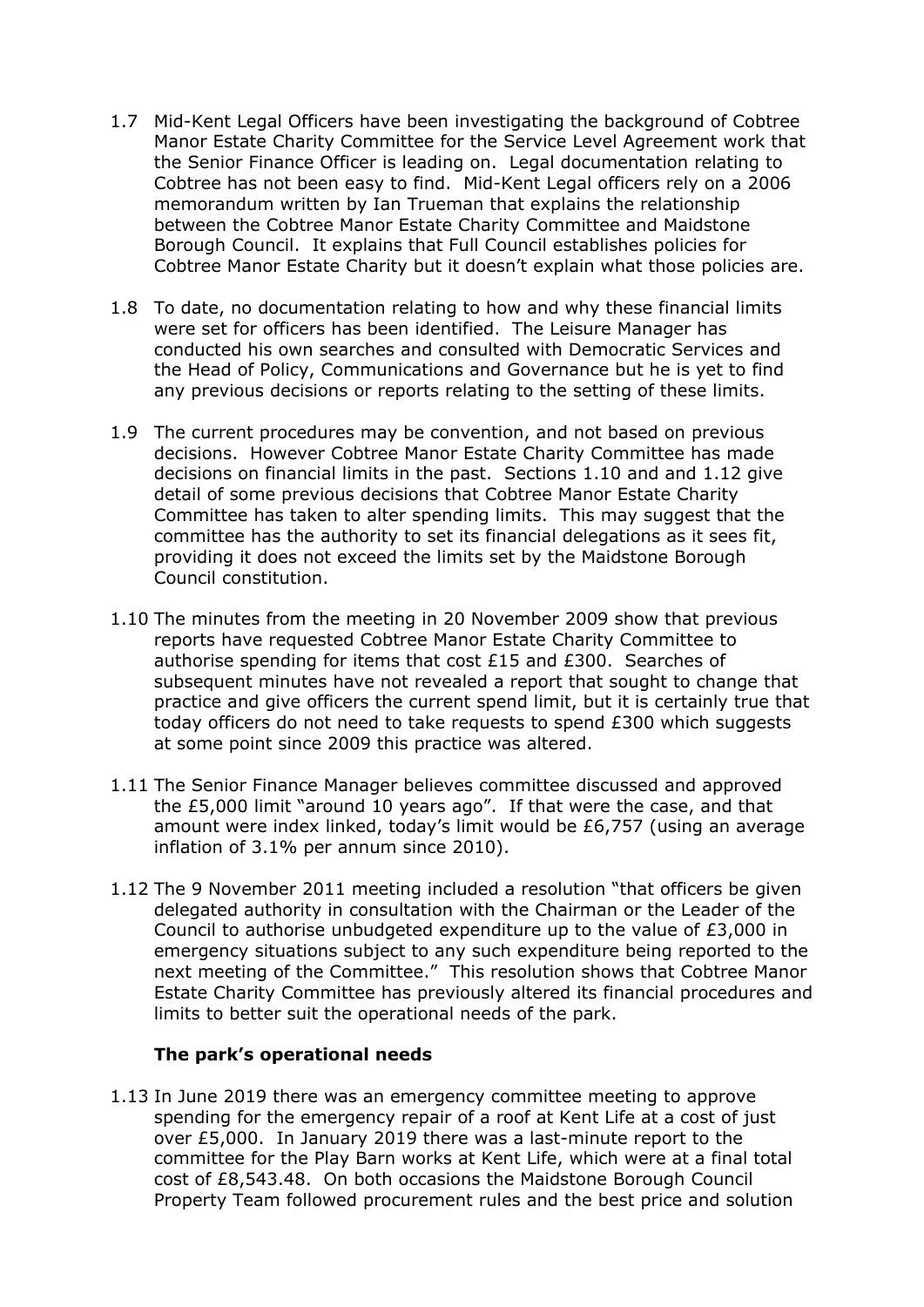1.7 Mid-Kent Legal Officers have been investigating the background of Cobtree Manor Estate Charity Committee for the Service Level Agreement work that the Senior Finance Officer is leading on. Legal documentation relating to Cobtree has not been easy to find. Mid-Kent Legal officers rely on a 2006 memorandum written by Ian Trueman that explains the relationship between the Cobtree Manor Estate Charity Committee and Maidstone Borough Council. It explains that Full Council establishes policies for Cobtree Manor Estate Charity but it doesn't explain what those policies are.

1.8 To date, no documentation relating to how and why these financial limits were set for officers has been identified. The Leisure Manager has conducted his own searches and consulted with Democratic Services and the Head of Policy, Communications and Governance but he is yet to find any previous decisions or reports relating to the setting of these limits.

1.9 The current procedures may be convention, and not based on previous decisions. However Cobtree Manor Estate Charity Committee has made decisions on financial limits in the past. Sections 1.10 and and 1.12 give detail of some previous decisions that Cobtree Manor Estate Charity Committee has taken to alter spending limits. This may suggest that the committee has the authority to set its financial delegations as it sees fit, providing it does not exceed the limits set by the Maidstone Borough Council constitution.

1.10 The minutes from the meeting in 20 November 2009 show that previous reports have requested Cobtree Manor Estate Charity Committee to authorise spending for items that cost £15 and £300. Searches of subsequent minutes have not revealed a report that sought to change that practice and give officers the current spend limit, but it is certainly true that today officers do not need to take requests to spend £300 which suggests at some point since 2009 this practice was altered.

1.11 The Senior Finance Manager believes committee discussed and approved the £5,000 limit "around 10 years ago". If that were the case, and that amount were index linked, today's limit would be £6,757 (using an average inflation of 3.1% per annum since 2010).

1.12 The 9 November 2011 meeting included a resolution "that officers be given delegated authority in consultation with the Chairman or the Leader of the Council to authorise unbudgeted expenditure up to the value of £3,000 in emergency situations subject to any such expenditure being reported to the next meeting of the Committee." This resolution shows that Cobtree Manor Estate Charity Committee has previously altered its financial procedures and limits to better suit the operational needs of the park.

**The park's operational needs**

1.13 In June 2019 there was an emergency committee meeting to approve spending for the emergency repair of a roof at Kent Life at a cost of just over £5,000. In January 2019 there was a last-minute report to the committee for the Play Barn works at Kent Life, which were at a final total cost of £8,543.48. On both occasions the Maidstone Borough Council Property Team followed procurement rules and the best price and solution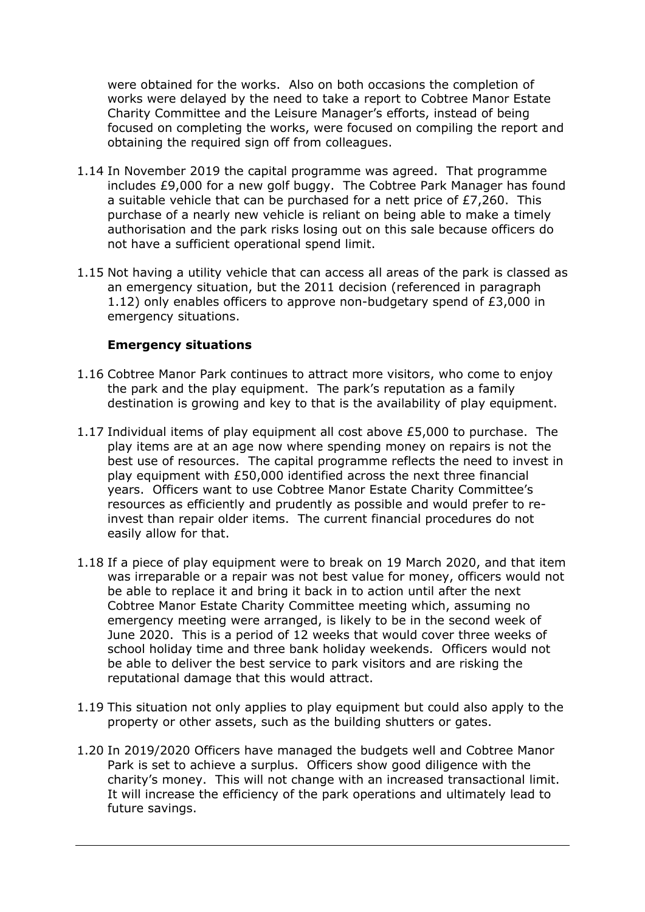were obtained for the works. Also on both occasions the completion of works were delayed by the need to take a report to Cobtree Manor Estate Charity Committee and the Leisure Manager's efforts, instead of being focused on completing the works, were focused on compiling the report and obtaining the required sign off from colleagues.

1.14 In November 2019 the capital programme was agreed. That programme includes £9,000 for a new golf buggy. The Cobtree Park Manager has found a suitable vehicle that can be purchased for a nett price of £7,260. This purchase of a nearly new vehicle is reliant on being able to make a timely authorisation and the park risks losing out on this sale because officers do not have a sufficient operational spend limit.

1.15 Not having a utility vehicle that can access all areas of the park is classed as an emergency situation, but the 2011 decision (referenced in paragraph 1.12) only enables officers to approve non-budgetary spend of £3,000 in emergency situations.

**Emergency situations**

1.16 Cobtree Manor Park continues to attract more visitors, who come to enjoy the park and the play equipment. The park's reputation as a family destination is growing and key to that is the availability of play equipment.

1.17 Individual items of play equipment all cost above £5,000 to purchase. The play items are at an age now where spending money on repairs is not the best use of resources. The capital programme reflects the need to invest in play equipment with £50,000 identified across the next three financial years. Officers want to use Cobtree Manor Estate Charity Committee's resources as efficiently and prudently as possible and would prefer to re-invest than repair older items. The current financial procedures do not easily allow for that.

1.18 If a piece of play equipment were to break on 19 March 2020, and that item was irreparable or a repair was not best value for money, officers would not be able to replace it and bring it back in to action until after the next Cobtree Manor Estate Charity Committee meeting which, assuming no emergency meeting were arranged, is likely to be in the second week of June 2020. This is a period of 12 weeks that would cover three weeks of school holiday time and three bank holiday weekends. Officers would not be able to deliver the best service to park visitors and are risking the reputational damage that this would attract.

1.19 This situation not only applies to play equipment but could also apply to the property or other assets, such as the building shutters or gates.

1.20 In 2019/2020 Officers have managed the budgets well and Cobtree Manor Park is set to achieve a surplus. Officers show good diligence with the charity's money. This will not change with an increased transactional limit. It will increase the efficiency of the park operations and ultimately lead to future savings.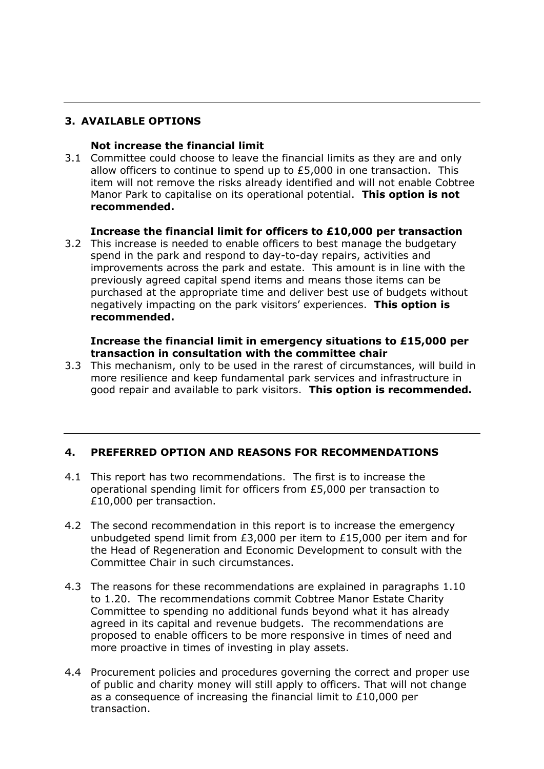## 3. AVAILABLE OPTIONS

**Not increase the financial limit**

3.1 Committee could choose to leave the financial limits as they are and only allow officers to continue to spend up to £5,000 in one transaction. This item will not remove the risks already identified and will not enable Cobtree Manor Park to capitalise on its operational potential. **This option is not recommended.**

**Increase the financial limit for officers to £10,000 per transaction**

3.2 This increase is needed to enable officers to best manage the budgetary spend in the park and respond to day-to-day repairs, activities and improvements across the park and estate. This amount is in line with the previously agreed capital spend items and means those items can be purchased at the appropriate time and deliver best use of budgets without negatively impacting on the park visitors' experiences. **This option is recommended.**

**Increase the financial limit in emergency situations to £15,000 per transaction in consultation with the committee chair**

3.3 This mechanism, only to be used in the rarest of circumstances, will build in more resilience and keep fundamental park services and infrastructure in good repair and available to park visitors. **This option is recommended.**

---

## 4. PREFERRED OPTION AND REASONS FOR RECOMMENDATIONS

4.1 This report has two recommendations. The first is to increase the operational spending limit for officers from £5,000 per transaction to £10,000 per transaction.

4.2 The second recommendation in this report is to increase the emergency unbudgeted spend limit from £3,000 per item to £15,000 per item and for the Head of Regeneration and Economic Development to consult with the Committee Chair in such circumstances.

4.3 The reasons for these recommendations are explained in paragraphs 1.10 to 1.20. The recommendations commit Cobtree Manor Estate Charity Committee to spending no additional funds beyond what it has already agreed in its capital and revenue budgets. The recommendations are proposed to enable officers to be more responsive in times of need and more proactive in times of investing in play assets.

4.4 Procurement policies and procedures governing the correct and proper use of public and charity money will still apply to officers. That will not change as a consequence of increasing the financial limit to £10,000 per transaction.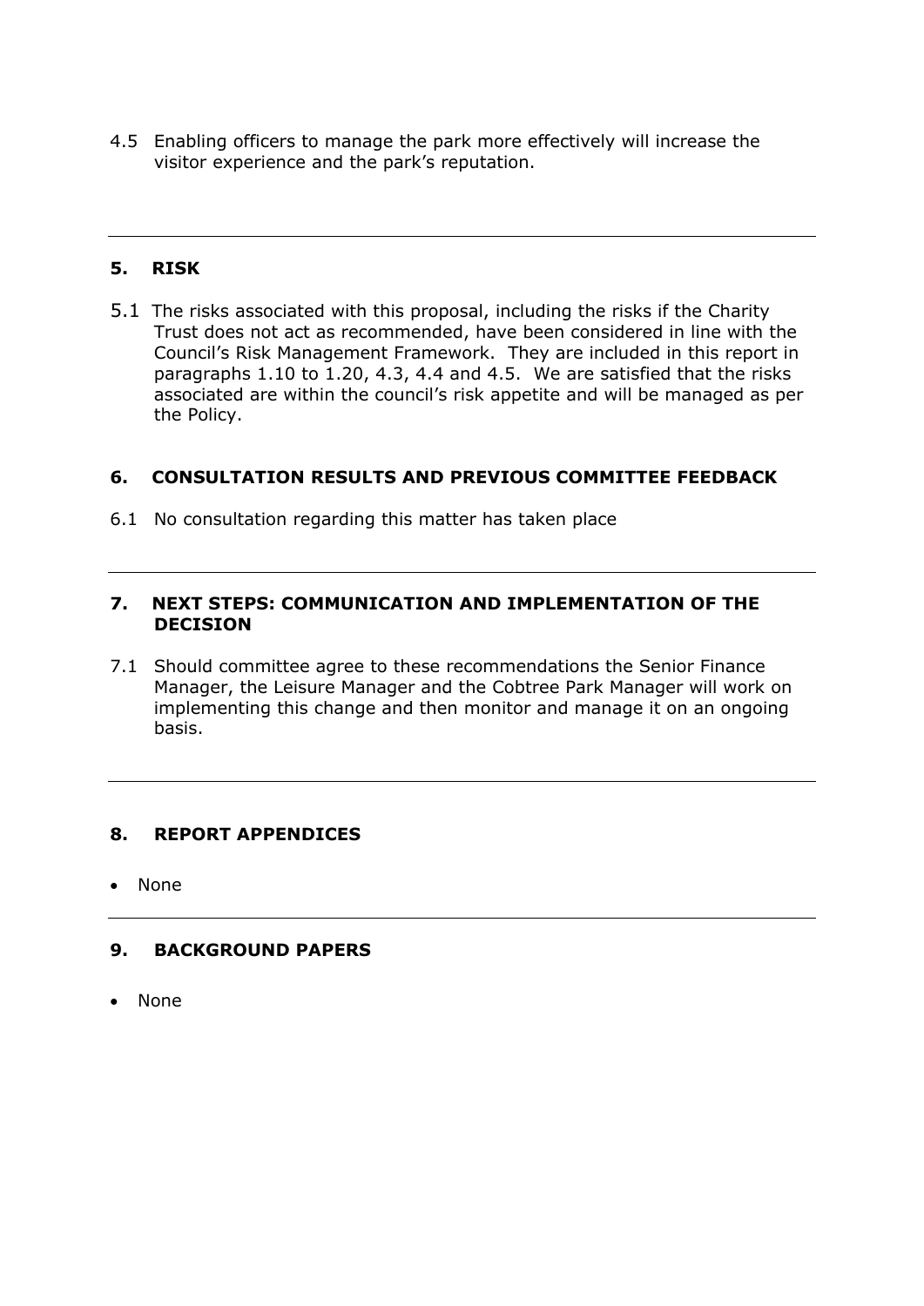4.5 Enabling officers to manage the park more effectively will increase the visitor experience and the park's reputation.

---

## 5. RISK

5.1 The risks associated with this proposal, including the risks if the Charity Trust does not act as recommended, have been considered in line with the Council's Risk Management Framework. They are included in this report in paragraphs 1.10 to 1.20, 4.3, 4.4 and 4.5. We are satisfied that the risks associated are within the council's risk appetite and will be managed as per the Policy.

## 6. CONSULTATION RESULTS AND PREVIOUS COMMITTEE FEEDBACK

6.1 No consultation regarding this matter has taken place

---

## 7. NEXT STEPS: COMMUNICATION AND IMPLEMENTATION OF THE DECISION

7.1 Should committee agree to these recommendations the Senior Finance Manager, the Leisure Manager and the Cobtree Park Manager will work on implementing this change and then monitor and manage it on an ongoing basis.

---

## 8. REPORT APPENDICES

- None

---

## 9. BACKGROUND PAPERS

- None